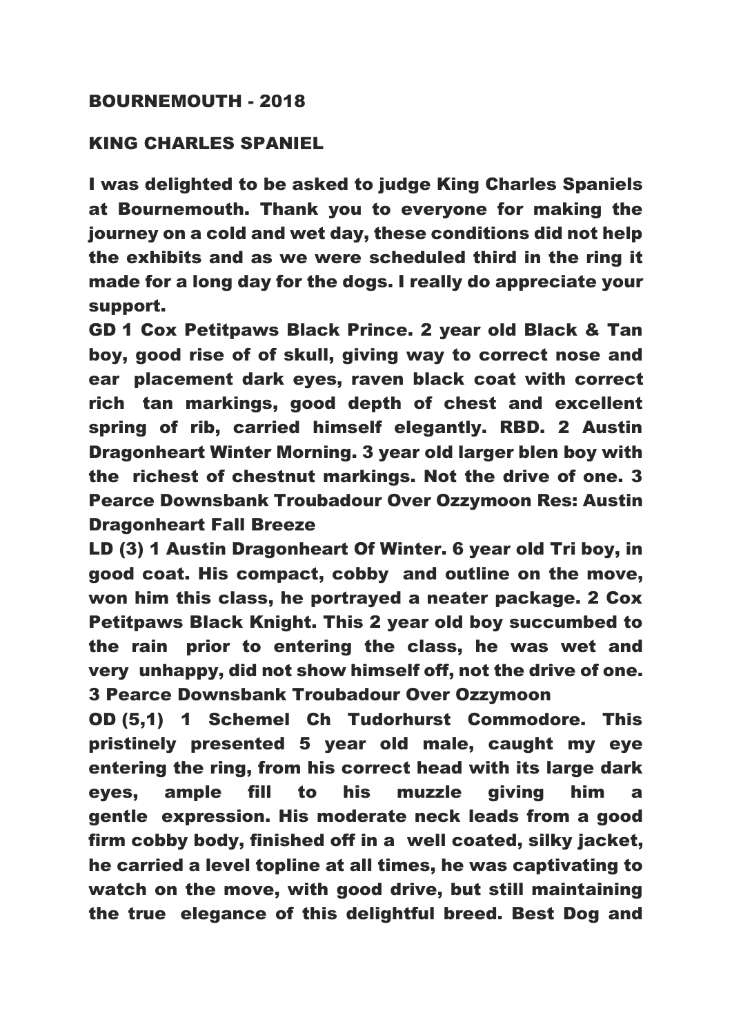## BOURNEMOUTH - 2018

## KING CHARLES SPANIEL

I was delighted to be asked to judge King Charles Spaniels at Bournemouth. Thank you to everyone for making the journey on a cold and wet day, these conditions did not help the exhibits and as we were scheduled third in the ring it made for a long day for the dogs. I really do appreciate your support.

GD 1 Cox Petitpaws Black Prince. 2 year old Black & Tan boy, good rise of of skull, giving way to correct nose and ear placement dark eyes, raven black coat with correct rich tan markings, good depth of chest and excellent spring of rib, carried himself elegantly. RBD. 2 Austin Dragonheart Winter Morning. 3 year old larger blen boy with the richest of chestnut markings. Not the drive of one. 3 Pearce Downsbank Troubadour Over Ozzymoon Res: Austin Dragonheart Fall Breeze

LD (3) 1 Austin Dragonheart Of Winter. 6 year old Tri boy, in good coat. His compact, cobby and outline on the move, won him this class, he portrayed a neater package. 2 Cox Petitpaws Black Knight. This 2 year old boy succumbed to the rain prior to entering the class, he was wet and very unhappy, did not show himself off, not the drive of one. 3 Pearce Downsbank Troubadour Over Ozzymoon

OD (5,1) 1 Schemel Ch Tudorhurst Commodore. This pristinely presented 5 year old male, caught my eye entering the ring, from his correct head with its large dark eyes, ample fill to his muzzle giving him a gentle expression. His moderate neck leads from a good firm cobby body, finished off in a well coated, silky jacket, he carried a level topline at all times, he was captivating to watch on the move, with good drive, but still maintaining the true elegance of this delightful breed. Best Dog and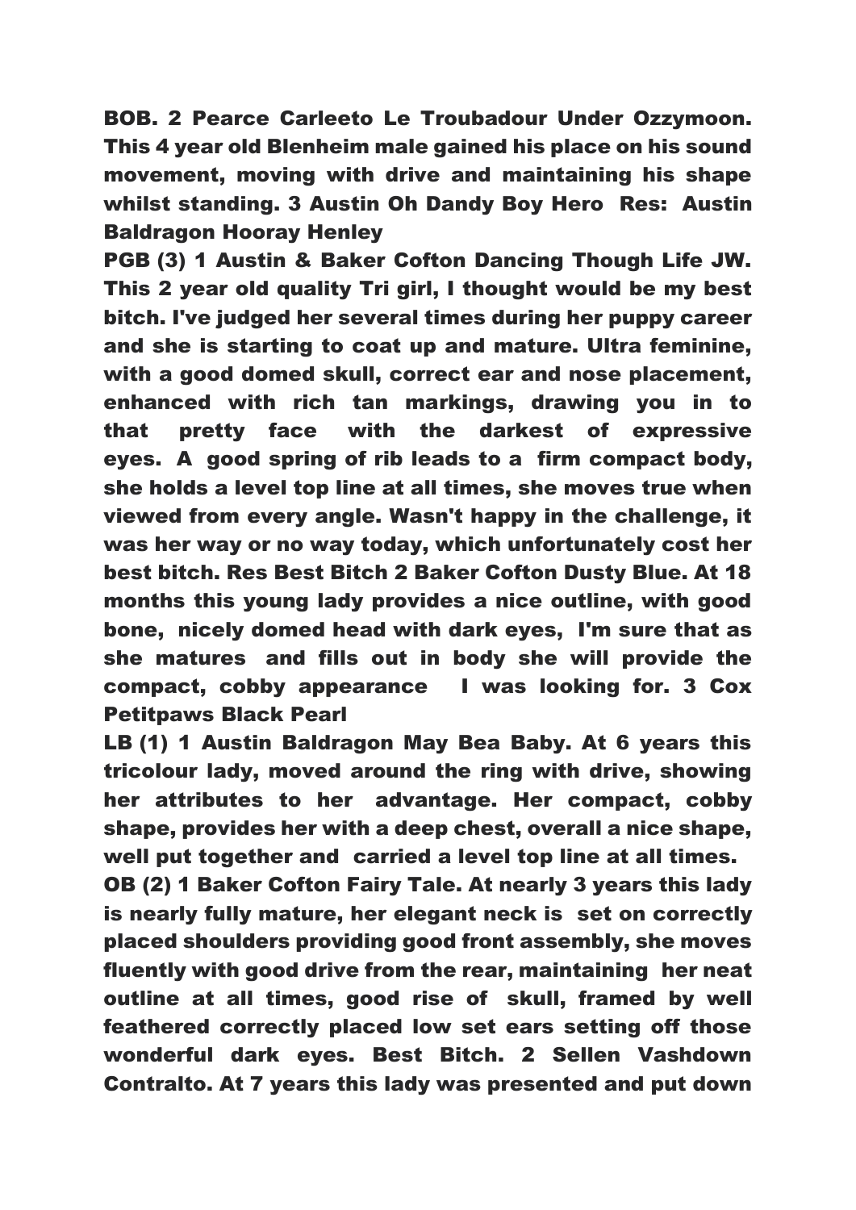**BOB. 2 Pearce Carleeto Le Troubadour Under Ozzymoon. This 4 year old Blenheim male gained his place on his sound movement, moving with drive and maintaining his shape whilst standing. 3 Austin Oh Dandy Boy Hero Res: Austin Baldragon Hooray Henley**

**PGB (3) 1 Austin & Baker Cofton Dancing Though Life JW. This 2 year old quality Tri girl, I thought would be my best bitch. I've judged her several times during her puppy career and she is starting to coat up and mature. Ultra feminine, with a good domed skull, correct ear and nose placement, enhanced with rich tan markings, drawing you in to that pretty face with the darkest of expressive eyes. A good spring of rib leads to a firm compact body, she holds a level top line at all times, she moves true when viewed from every angle. Wasn't happy in the challenge, it was her way or no way today, which unfortunately cost her best bitch. Res Best Bitch 2 Baker Cofton Dusty Blue. At 18 months this young lady provides a nice outline, with good bone, nicely domed head with dark eyes, I'm sure that as she matures and fills out in body she will provide the compact, cobby appearance I was looking for. 3 Cox Petitpaws Black Pearl**

**LB (1) 1 Austin Baldragon May Bea Baby. At 6 years this tricolour lady, moved around the ring with drive, showing her attributes to her advantage. Her compact, cobby shape, provides her with a deep chest, overall a nice shape, well put together and carried a level top line at all times.**

**OB (2) 1 Baker Cofton Fairy Tale. At nearly 3 years this lady is nearly fully mature, her elegant neck is set on correctly placed shoulders providing good front assembly, she moves fluently with good drive from the rear, maintaining her neat outline at all times, good rise of skull, framed by well feathered correctly placed low set ears setting off those wonderful dark eyes. Best Bitch. 2 Sellen Vashdown Contralto. At 7 years this lady was presented and put down**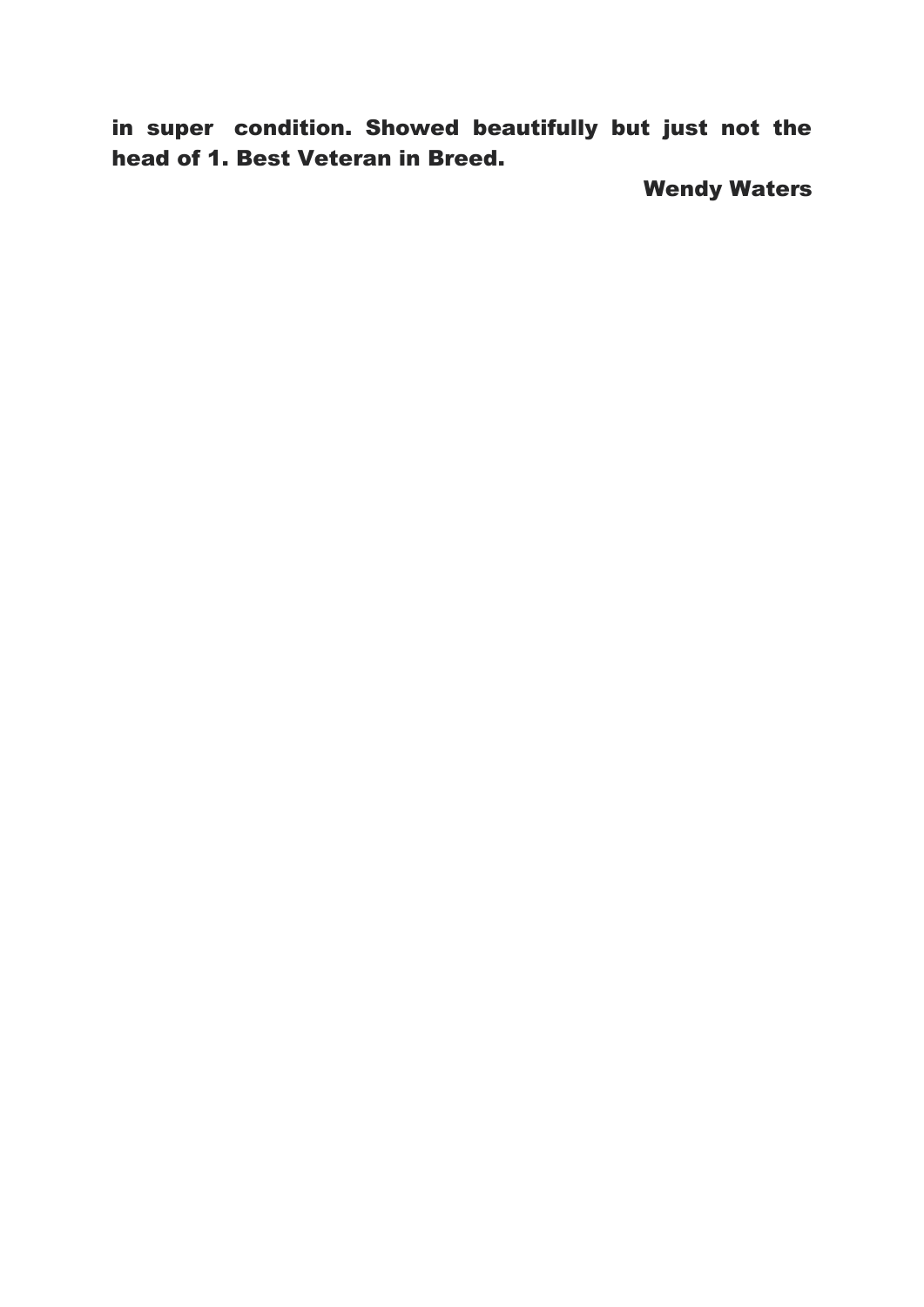**in super condition. Showed beautifully but just not the head of 1. Best Veteran in Breed.**

**Wendy Waters**